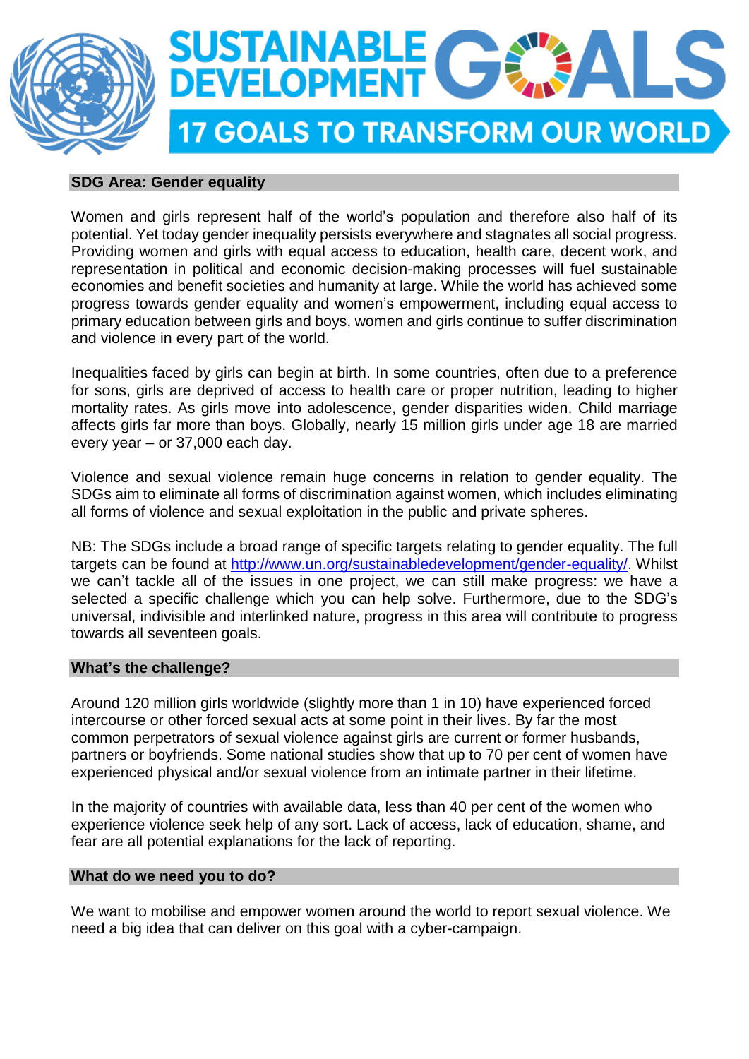# SUSTAINABLE DEVELOPMENT GOALS

## 17 GOALS TO TRANSFORM OUR WORLD

### SDG Area: Gender equality

Women and girls represent half of the world's population and therefore also half of its potential. Yet today gender inequality persists everywhere and stagnates all social progress. Providing women and girls with equal access to education, health care, decent work, and representation in political and economic decision-making processes will fuel sustainable economies and benefit societies and humanity at large. While the world has achieved some progress towards gender equality and women's empowerment, including equal access to primary education between girls and boys, women and girls continue to suffer discrimination and violence in every part of the world.

Inequalities faced by girls can begin at birth. In some countries, often due to a preference for sons, girls are deprived of access to health care or proper nutrition, leading to higher mortality rates. As girls move into adolescence, gender disparities widen. Child marriage affects girls far more than boys. Globally, nearly 15 million girls under age 18 are married every year – or 37,000 each day.

Violence and sexual violence remain huge concerns in relation to gender equality. The SDGs aim to eliminate all forms of discrimination against women, which includes eliminating all forms of violence and sexual exploitation in the public and private spheres.

NB: The SDGs include a broad range of specific targets relating to gender equality. The full targets can be found at http://www.un.org/sustainabledevelopment/gender-equality/. Whilst we can't tackle all of the issues in one project, we can still make progress: we have a selected a specific challenge which you can help solve. Furthermore, due to the SDG's universal, indivisible and interlinked nature, progress in this area will contribute to progress towards all seventeen goals.

### What's the challenge?

Around 120 million girls worldwide (slightly more than 1 in 10) have experienced forced intercourse or other forced sexual acts at some point in their lives. By far the most common perpetrators of sexual violence against girls are current or former husbands, partners or boyfriends. Some national studies show that up to 70 per cent of women have experienced physical and/or sexual violence from an intimate partner in their lifetime.

In the majority of countries with available data, less than 40 per cent of the women who experience violence seek help of any sort. Lack of access, lack of education, shame, and fear are all potential explanations for the lack of reporting.

### What do we need you to do?

We want to mobilise and empower women around the world to report sexual violence. We need a big idea that can deliver on this goal with a cyber-campaign.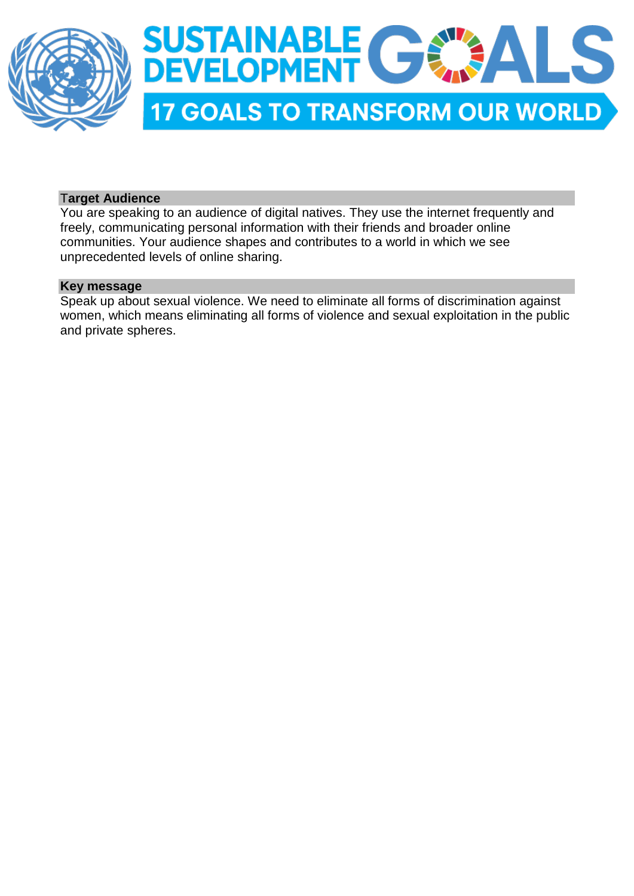**Target Audience**

You are speaking to an audience of digital natives. They use the internet frequently and freely, communicating personal information with their friends and broader online communities. Your audience shapes and contributes to a world in which we see unprecedented levels of online sharing.

**Key message**

Speak up about sexual violence. We need to eliminate all forms of discrimination against women, which means eliminating all forms of violence and sexual exploitation in the public and private spheres.